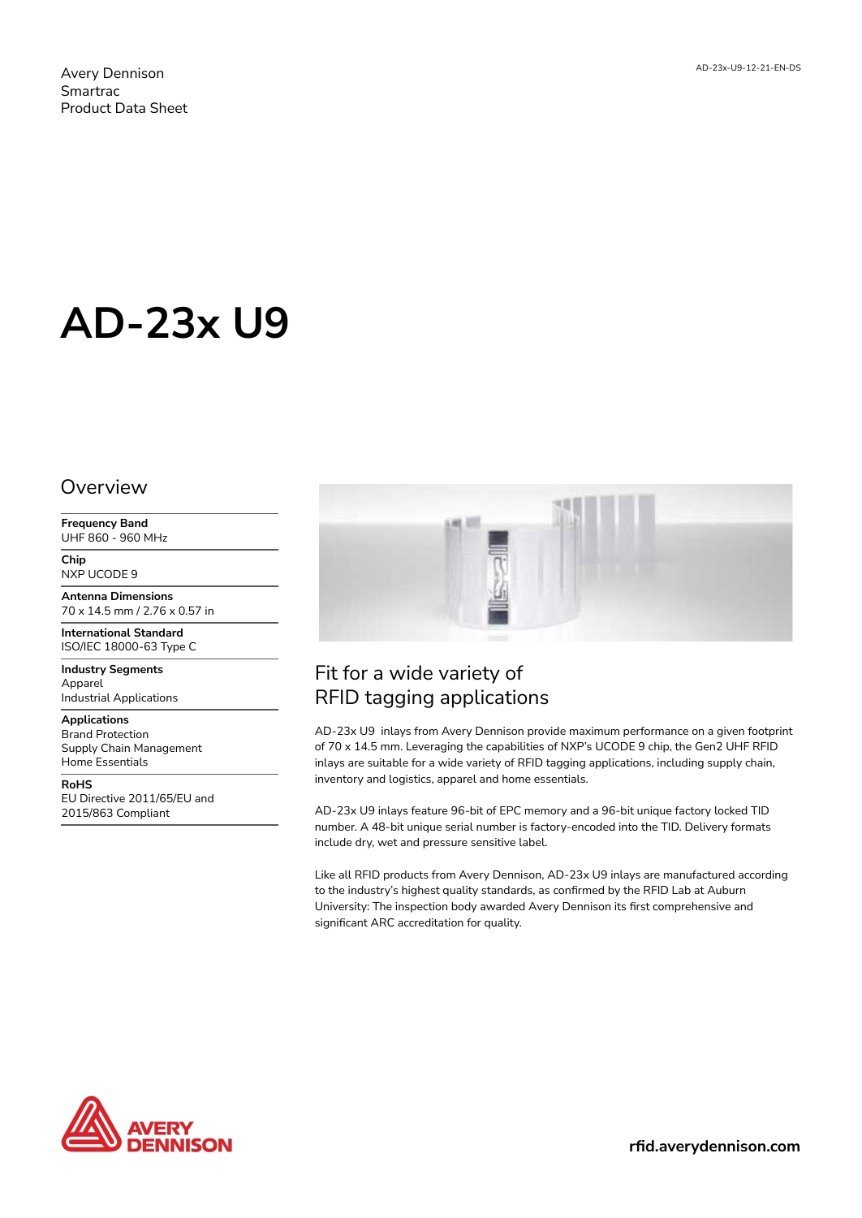Avery Dennison
Smartrac
Product Data Sheet

AD-23x-U9-12-21-EN-DS

# AD-23x U9

## Overview

**Frequency Band**
UHF 860 - 960 MHz

**Chip**
NXP UCODE 9

**Antenna Dimensions**
70 x 14.5 mm / 2.76 x 0.57 in

**International Standard**
ISO/IEC 18000-63 Type C

**Industry Segments**
Apparel
Industrial Applications

**Applications**
Brand Protection
Supply Chain Management
Home Essentials

**RoHS**
EU Directive 2011/65/EU and
2015/863 Compliant

## Fit for a wide variety of RFID tagging applications

AD-23x U9 inlays from Avery Dennison provide maximum performance on a given footprint of 70 x 14.5 mm. Leveraging the capabilities of NXP's UCODE 9 chip, the Gen2 UHF RFID inlays are suitable for a wide variety of RFID tagging applications, including supply chain, inventory and logistics, apparel and home essentials.

AD-23x U9 inlays feature 96-bit of EPC memory and a 96-bit unique factory locked TID number. A 48-bit unique serial number is factory-encoded into the TID. Delivery formats include dry, wet and pressure sensitive label.

Like all RFID products from Avery Dennison, AD-23x U9 inlays are manufactured according to the industry's highest quality standards, as confirmed by the RFID Lab at Auburn University: The inspection body awarded Avery Dennison its first comprehensive and significant ARC accreditation for quality.

AVERY DENNISON

rfid.averydennison.com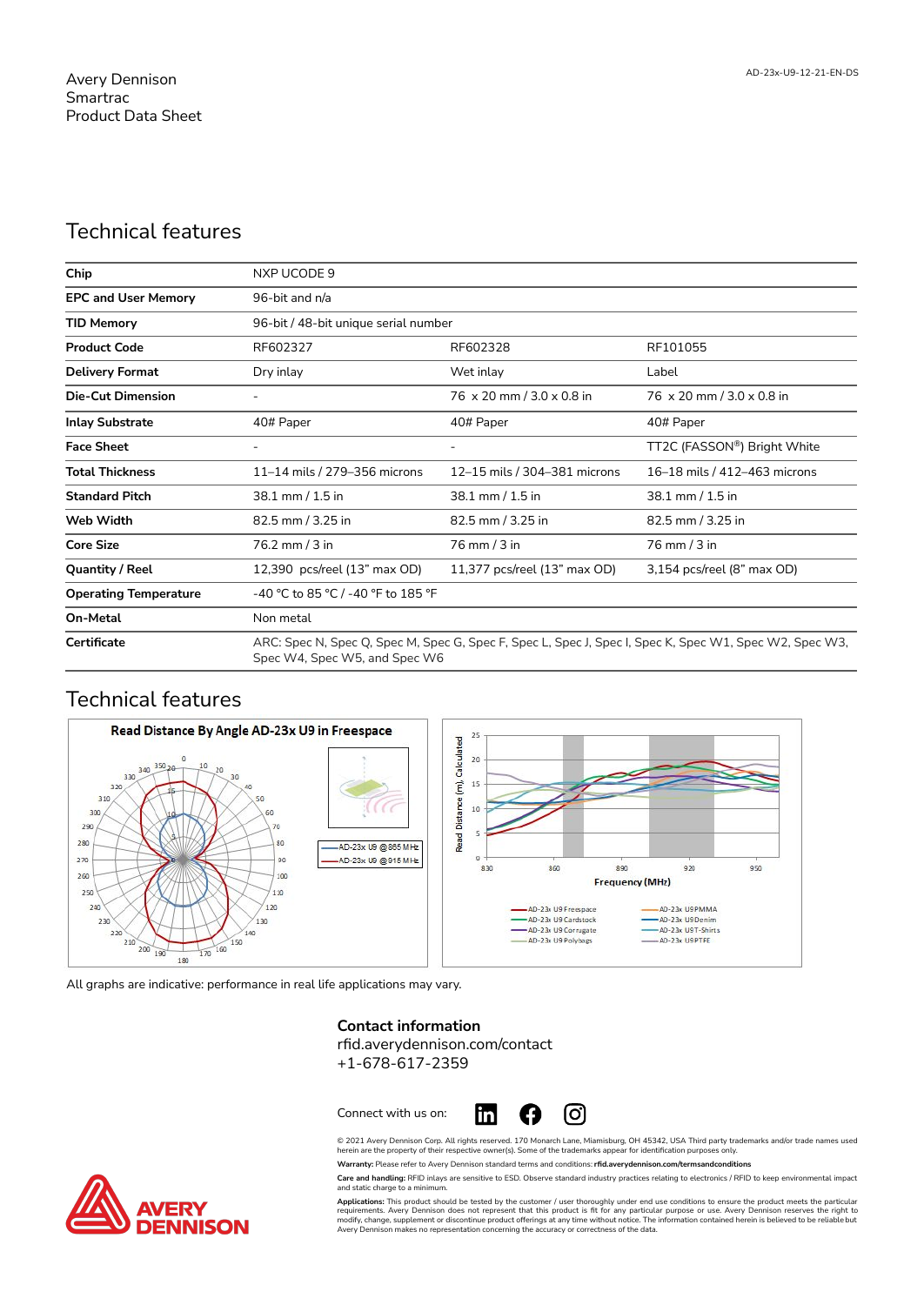Avery Dennison
Smartrac
Product Data Sheet

## Technical features

| | | | |
|---|---|---|---|
| **Chip** | NXP UCODE 9 | | |
| **EPC and User Memory** | 96-bit and n/a | | |
| **TID Memory** | 96-bit / 48-bit unique serial number | | |
| **Product Code** | RF602327 | RF602328 | RF101055 |
| **Delivery Format** | Dry inlay | Wet inlay | Label |
| **Die-Cut Dimension** | - | 76 x 20 mm / 3.0 x 0.8 in | 76 x 20 mm / 3.0 x 0.8 in |
| **Inlay Substrate** | 40# Paper | 40# Paper | 40# Paper |
| **Face Sheet** | - | - | TT2C (FASSON®) Bright White |
| **Total Thickness** | 11–14 mils / 279–356 microns | 12–15 mils / 304–381 microns | 16–18 mils / 412–463 microns |
| **Standard Pitch** | 38.1 mm / 1.5 in | 38.1 mm / 1.5 in | 38.1 mm / 1.5 in |
| **Web Width** | 82.5 mm / 3.25 in | 82.5 mm / 3.25 in | 82.5 mm / 3.25 in |
| **Core Size** | 76.2 mm / 3 in | 76 mm / 3 in | 76 mm / 3 in |
| **Quantity / Reel** | 12,390 pcs/reel (13" max OD) | 11,377 pcs/reel (13" max OD) | 3,154 pcs/reel (8" max OD) |
| **Operating Temperature** | -40 °C to 85 °C / -40 °F to 185 °F | | |
| **On-Metal** | Non metal | | |
| **Certificate** | ARC: Spec N, Spec Q, Spec M, Spec G, Spec F, Spec L, Spec J, Spec I, Spec K, Spec W1, Spec W2, Spec W3, Spec W4, Spec W5, and Spec W6 | | |

## Technical features

Read Distance By Angle AD-23x U9 in Freespace

AD-23x U9 @865 MHz
AD-23x U9 @915 MHz

Read Distance (m), Calculated

Frequency (MHz)

AD-23x U9 Freespace
AD-23x U9 Cardstock
AD-23x U9 Corrugate
AD-23x U9 Polybags
AD-23x U9PMMA
AD-23x U9Denim
AD-23x U9T-Shirts
AD-23x U9PTFE

All graphs are indicative: performance in real life applications may vary.

**Contact information**
rfid.averydennison.com/contact
+1-678-617-2359

Connect with us on:

© 2021 Avery Dennison Corp. All rights reserved. 170 Monarch Lane, Miamisburg, OH 45342, USA Third party trademarks and/or trade names used herein are the property of their respective owner(s). Some of the trademarks appear for identification purposes only.

**Warranty:** Please refer to Avery Dennison standard terms and conditions: **rfid.averydennison.com/termsandconditions**

**Care and handling:** RFID inlays are sensitive to ESD. Observe standard industry practices relating to electronics / RFID to keep environmental impact and static charge to a minimum.

**Applications:** This product should be tested by the customer / user thoroughly under end use conditions to ensure the product meets the particular requirements. Avery Dennison does not represent that this product is fit for any particular purpose or use. Avery Dennison reserves the right to modify, change, supplement or discontinue product offerings at any time without notice. The information contained herein is believed to be reliable but Avery Dennison makes no representation concerning the accuracy or correctness of the data.

AVERY DENNISON